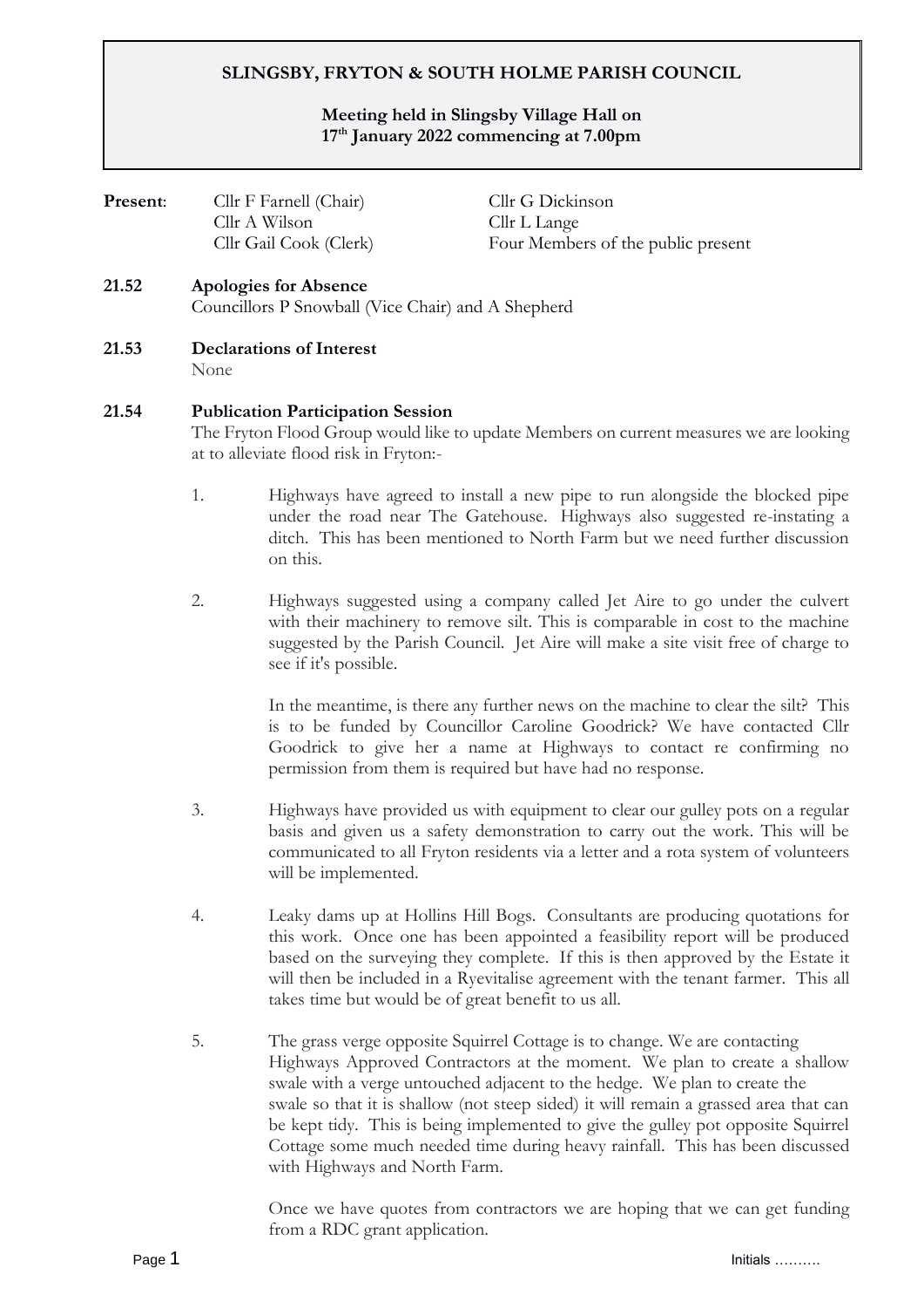# SLINGSBY, FRYTON & SOUTH HOLME PARISH COUNCIL

**Meeting held in Slingsby Village Hall on 17th January 2022 commencing at 7.00pm**

**Present**:

| | |
|---|---|
| Cllr F Farnell (Chair) | Cllr G Dickinson |
| Cllr A Wilson | Cllr L Lange |
| Cllr Gail Cook (Clerk) | Four Members of the public present |

**21.52 Apologies for Absence**

Councillors P Snowball (Vice Chair) and A Shepherd

**21.53 Declarations of Interest**

None

**21.54 Publication Participation Session**

The Fryton Flood Group would like to update Members on current measures we are looking at to alleviate flood risk in Fryton:-

1. Highways have agreed to install a new pipe to run alongside the blocked pipe under the road near The Gatehouse. Highways also suggested re-instating a ditch. This has been mentioned to North Farm but we need further discussion on this.

2. Highways suggested using a company called Jet Aire to go under the culvert with their machinery to remove silt. This is comparable in cost to the machine suggested by the Parish Council. Jet Aire will make a site visit free of charge to see if it's possible.

   In the meantime, is there any further news on the machine to clear the silt? This is to be funded by Councillor Caroline Goodrick? We have contacted Cllr Goodrick to give her a name at Highways to contact re confirming no permission from them is required but have had no response.

3. Highways have provided us with equipment to clear our gulley pots on a regular basis and given us a safety demonstration to carry out the work. This will be communicated to all Fryton residents via a letter and a rota system of volunteers will be implemented.

4. Leaky dams up at Hollins Hill Bogs. Consultants are producing quotations for this work. Once one has been appointed a feasibility report will be produced based on the surveying they complete. If this is then approved by the Estate it will then be included in a Ryevitalise agreement with the tenant farmer. This all takes time but would be of great benefit to us all.

5. The grass verge opposite Squirrel Cottage is to change. We are contacting Highways Approved Contractors at the moment. We plan to create a shallow swale with a verge untouched adjacent to the hedge. We plan to create the swale so that it is shallow (not steep sided) it will remain a grassed area that can be kept tidy. This is being implemented to give the gulley pot opposite Squirrel Cottage some much needed time during heavy rainfall. This has been discussed with Highways and North Farm.

   Once we have quotes from contractors we are hoping that we can get funding from a RDC grant application.

Initials ……….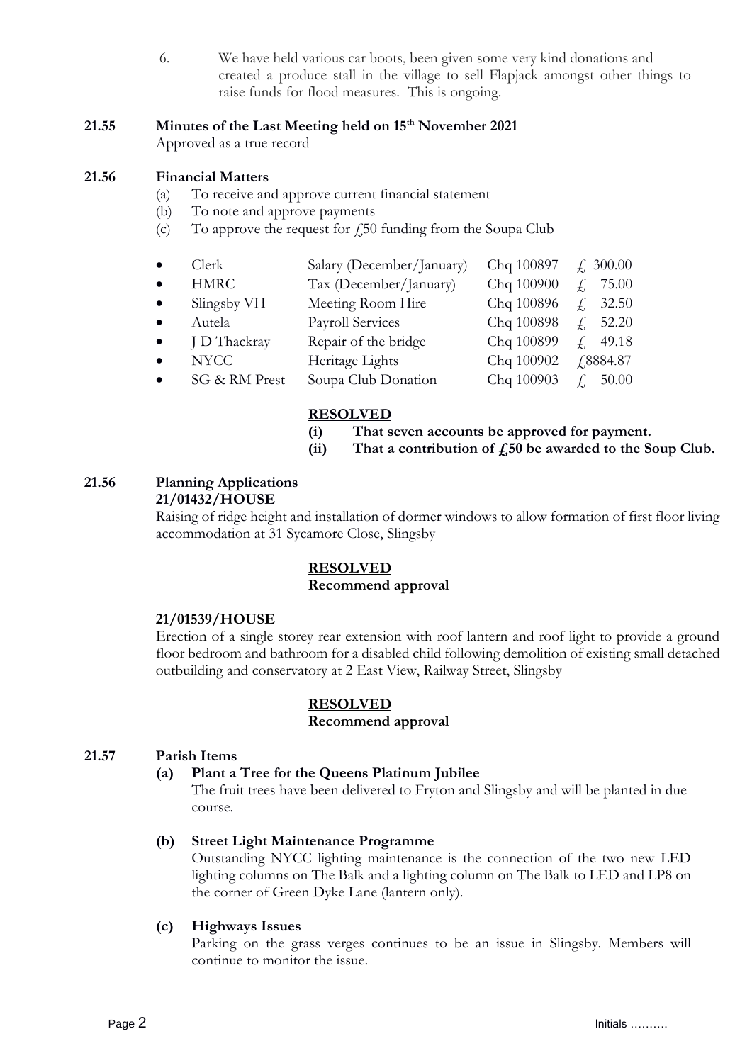6. We have held various car boots, been given some very kind donations and created a produce stall in the village to sell Flapjack amongst other things to raise funds for flood measures. This is ongoing.

## 21.55 Minutes of the Last Meeting held on 15th November 2021

Approved as a true record

## 21.56 Financial Matters

(a) To receive and approve current financial statement

(b) To note and approve payments

(c) To approve the request for £50 funding from the Soupa Club

| | | | |
|---|---|---|---|
| Clerk | Salary (December/January) | Chq 100897 | £ 300.00 |
| HMRC | Tax (December/January) | Chq 100900 | £ 75.00 |
| Slingsby VH | Meeting Room Hire | Chq 100896 | £ 32.50 |
| Autela | Payroll Services | Chq 100898 | £ 52.20 |
| J D Thackray | Repair of the bridge | Chq 100899 | £ 49.18 |
| NYCC | Heritage Lights | Chq 100902 | £8884.87 |
| SG & RM Prest | Soupa Club Donation | Chq 100903 | £ 50.00 |

**RESOLVED**

**(i) That seven accounts be approved for payment.**

**(ii) That a contribution of £50 be awarded to the Soup Club.**

## 21.56 Planning Applications

**21/01432/HOUSE**

Raising of ridge height and installation of dormer windows to allow formation of first floor living accommodation at 31 Sycamore Close, Slingsby

**RESOLVED**

**Recommend approval**

**21/01539/HOUSE**

Erection of a single storey rear extension with roof lantern and roof light to provide a ground floor bedroom and bathroom for a disabled child following demolition of existing small detached outbuilding and conservatory at 2 East View, Railway Street, Slingsby

**RESOLVED**

**Recommend approval**

## 21.57 Parish Items

**(a) Plant a Tree for the Queens Platinum Jubilee**

The fruit trees have been delivered to Fryton and Slingsby and will be planted in due course.

**(b) Street Light Maintenance Programme**

Outstanding NYCC lighting maintenance is the connection of the two new LED lighting columns on The Balk and a lighting column on The Balk to LED and LP8 on the corner of Green Dyke Lane (lantern only).

**(c) Highways Issues**

Parking on the grass verges continues to be an issue in Slingsby. Members will continue to monitor the issue.

Initials ……….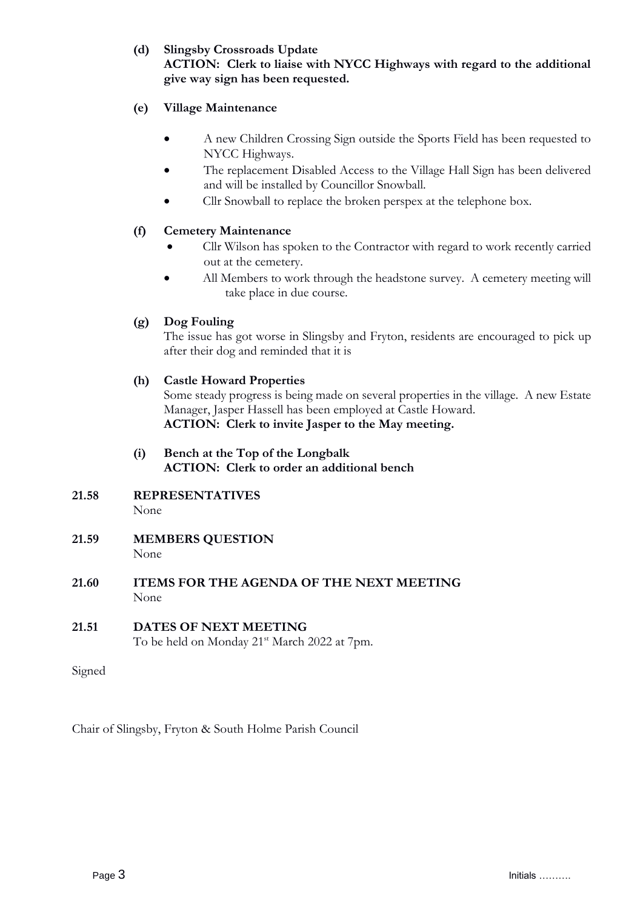**(d) Slingsby Crossroads Update**

**ACTION: Clerk to liaise with NYCC Highways with regard to the additional give way sign has been requested.**

**(e) Village Maintenance**

- A new Children Crossing Sign outside the Sports Field has been requested to NYCC Highways.
- The replacement Disabled Access to the Village Hall Sign has been delivered and will be installed by Councillor Snowball.
- Cllr Snowball to replace the broken perspex at the telephone box.

**(f) Cemetery Maintenance**

- Cllr Wilson has spoken to the Contractor with regard to work recently carried out at the cemetery.
- All Members to work through the headstone survey. A cemetery meeting will take place in due course.

**(g) Dog Fouling**

The issue has got worse in Slingsby and Fryton, residents are encouraged to pick up after their dog and reminded that it is

**(h) Castle Howard Properties**

Some steady progress is being made on several properties in the village. A new Estate Manager, Jasper Hassell has been employed at Castle Howard.

**ACTION: Clerk to invite Jasper to the May meeting.**

**(i) Bench at the Top of the Longbalk**

**ACTION: Clerk to order an additional bench**

**21.58 REPRESENTATIVES**

None

**21.59 MEMBERS QUESTION**

None

**21.60 ITEMS FOR THE AGENDA OF THE NEXT MEETING**

None

**21.51 DATES OF NEXT MEETING**

To be held on Monday 21st March 2022 at 7pm.

Signed

Chair of Slingsby, Fryton & South Holme Parish Council

Initials ……….